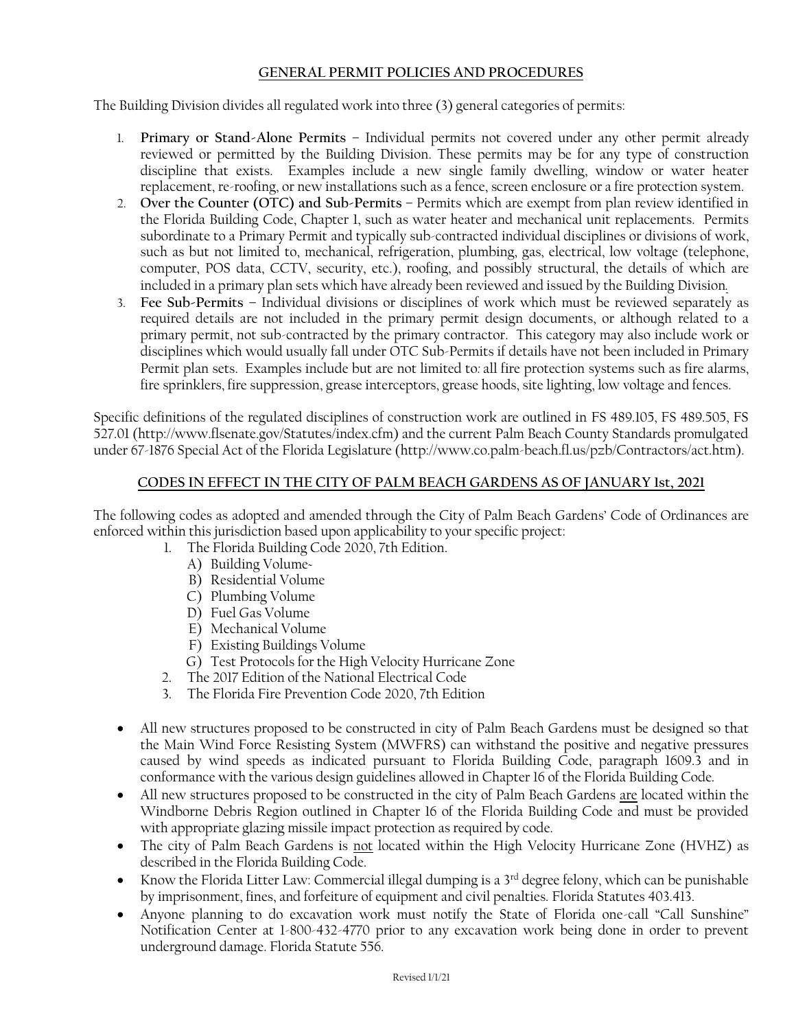## GENERAL PERMIT POLICIES AND PROCEDURES

The Building Division divides all regulated work into three (3) general categories of permits:

1. **Primary or Stand-Alone Permits** – Individual permits not covered under any other permit already reviewed or permitted by the Building Division. These permits may be for any type of construction discipline that exists. Examples include a new single family dwelling, window or water heater replacement, re-roofing, or new installations such as a fence, screen enclosure or a fire protection system.
2. **Over the Counter (OTC) and Sub-Permits** – Permits which are exempt from plan review identified in the Florida Building Code, Chapter 1, such as water heater and mechanical unit replacements. Permits subordinate to a Primary Permit and typically sub-contracted individual disciplines or divisions of work, such as but not limited to, mechanical, refrigeration, plumbing, gas, electrical, low voltage (telephone, computer, POS data, CCTV, security, etc.), roofing, and possibly structural, the details of which are included in a primary plan sets which have already been reviewed and issued by the Building Division.
3. **Fee Sub-Permits** – Individual divisions or disciplines of work which must be reviewed separately as required details are not included in the primary permit design documents, or although related to a primary permit, not sub-contracted by the primary contractor. This category may also include work or disciplines which would usually fall under OTC Sub-Permits if details have not been included in Primary Permit plan sets. Examples include but are not limited to: all fire protection systems such as fire alarms, fire sprinklers, fire suppression, grease interceptors, grease hoods, site lighting, low voltage and fences.

Specific definitions of the regulated disciplines of construction work are outlined in FS 489.105, FS 489.505, FS 527.01 (http://www.flsenate.gov/Statutes/index.cfm) and the current Palm Beach County Standards promulgated under 67-1876 Special Act of the Florida Legislature (http://www.co.palm-beach.fl.us/pzb/Contractors/act.htm).

## CODES IN EFFECT IN THE CITY OF PALM BEACH GARDENS AS OF JANUARY 1st, 2021

The following codes as adopted and amended through the City of Palm Beach Gardens' Code of Ordinances are enforced within this jurisdiction based upon applicability to your specific project:

1. The Florida Building Code 2020, 7th Edition.
   - A) Building Volume-
   - B) Residential Volume
   - C) Plumbing Volume
   - D) Fuel Gas Volume
   - E) Mechanical Volume
   - F) Existing Buildings Volume
   - G) Test Protocols for the High Velocity Hurricane Zone
2. The 2017 Edition of the National Electrical Code
3. The Florida Fire Prevention Code 2020, 7th Edition

- All new structures proposed to be constructed in city of Palm Beach Gardens must be designed so that the Main Wind Force Resisting System (MWFRS) can withstand the positive and negative pressures caused by wind speeds as indicated pursuant to Florida Building Code, paragraph 1609.3 and in conformance with the various design guidelines allowed in Chapter 16 of the Florida Building Code.
- All new structures proposed to be constructed in the city of Palm Beach Gardens <u>are</u> located within the Windborne Debris Region outlined in Chapter 16 of the Florida Building Code and must be provided with appropriate glazing missile impact protection as required by code.
- The city of Palm Beach Gardens is <u>not</u> located within the High Velocity Hurricane Zone (HVHZ) as described in the Florida Building Code.
- Know the Florida Litter Law: Commercial illegal dumping is a 3rd degree felony, which can be punishable by imprisonment, fines, and forfeiture of equipment and civil penalties. Florida Statutes 403.413.
- Anyone planning to do excavation work must notify the State of Florida one-call "Call Sunshine" Notification Center at 1-800-432-4770 prior to any excavation work being done in order to prevent underground damage. Florida Statute 556.

Revised 1/1/21